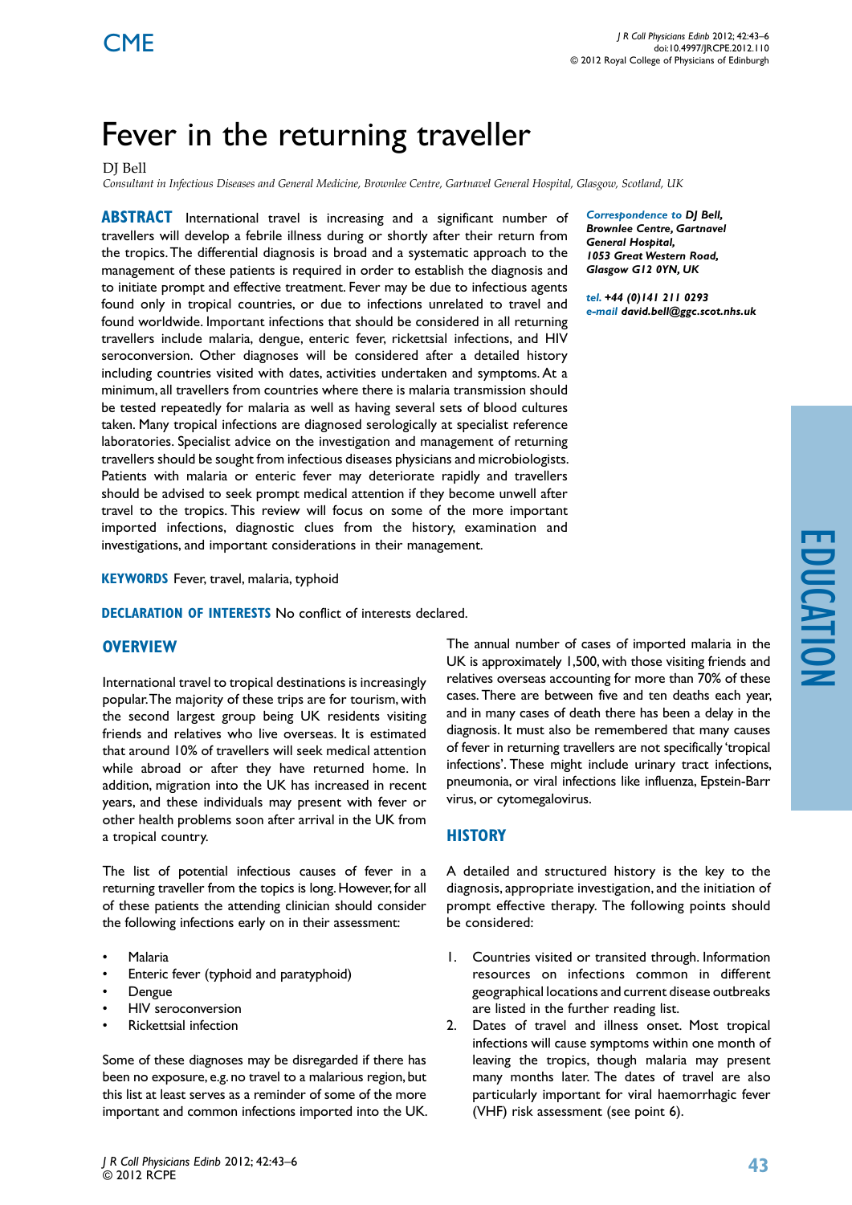CME

# Fever in the returning traveller

DJ Bell

*Consultant in Infectious Diseases and General Medicine, Brownlee Centre, Gartnavel General Hospital, Glasgow, Scotland, UK*

**ABSTRACT** International travel is increasing and a significant number of travellers will develop a febrile illness during or shortly after their return from the tropics. The differential diagnosis is broad and a systematic approach to the management of these patients is required in order to establish the diagnosis and to initiate prompt and effective treatment. Fever may be due to infectious agents found only in tropical countries, or due to infections unrelated to travel and found worldwide. Important infections that should be considered in all returning travellers include malaria, dengue, enteric fever, rickettsial infections, and HIV seroconversion. Other diagnoses will be considered after a detailed history including countries visited with dates, activities undertaken and symptoms. At a minimum, all travellers from countries where there is malaria transmission should be tested repeatedly for malaria as well as having several sets of blood cultures taken. Many tropical infections are diagnosed serologically at specialist reference laboratories. Specialist advice on the investigation and management of returning travellers should be sought from infectious diseases physicians and microbiologists. Patients with malaria or enteric fever may deteriorate rapidly and travellers should be advised to seek prompt medical attention if they become unwell after travel to the tropics. This review will focus on some of the more important imported infections, diagnostic clues from the history, examination and investigations, and important considerations in their management.

***Correspondence to*** ***DJ Bell, Brownlee Centre, Gartnavel General Hospital, 1053 Great Western Road, Glasgow G12 0YN, UK***

***tel.*** ***+44 (0)141 211 0293***
***e-mail*** ***david.bell@ggc.scot.nhs.uk***

**KEYWORDS** Fever, travel, malaria, typhoid

**DECLARATION OF INTERESTS** No conflict of interests declared.

## OVERVIEW

International travel to tropical destinations is increasingly popular. The majority of these trips are for tourism, with the second largest group being UK residents visiting friends and relatives who live overseas. It is estimated that around 10% of travellers will seek medical attention while abroad or after they have returned home. In addition, migration into the UK has increased in recent years, and these individuals may present with fever or other health problems soon after arrival in the UK from a tropical country.

The list of potential infectious causes of fever in a returning traveller from the topics is long. However, for all of these patients the attending clinician should consider the following infections early on in their assessment:

- Malaria
- Enteric fever (typhoid and paratyphoid)
- Dengue
- HIV seroconversion
- Rickettsial infection

Some of these diagnoses may be disregarded if there has been no exposure, e.g. no travel to a malarious region, but this list at least serves as a reminder of some of the more important and common infections imported into the UK.

The annual number of cases of imported malaria in the UK is approximately 1,500, with those visiting friends and relatives overseas accounting for more than 70% of these cases. There are between five and ten deaths each year, and in many cases of death there has been a delay in the diagnosis. It must also be remembered that many causes of fever in returning travellers are not specifically 'tropical infections'. These might include urinary tract infections, pneumonia, or viral infections like influenza, Epstein-Barr virus, or cytomegalovirus.

## HISTORY

A detailed and structured history is the key to the diagnosis, appropriate investigation, and the initiation of prompt effective therapy. The following points should be considered:

1. Countries visited or transited through. Information resources on infections common in different geographical locations and current disease outbreaks are listed in the further reading list.
2. Dates of travel and illness onset. Most tropical infections will cause symptoms within one month of leaving the tropics, though malaria may present many months later. The dates of travel are also particularly important for viral haemorrhagic fever (VHF) risk assessment (see point 6).

EDUCATION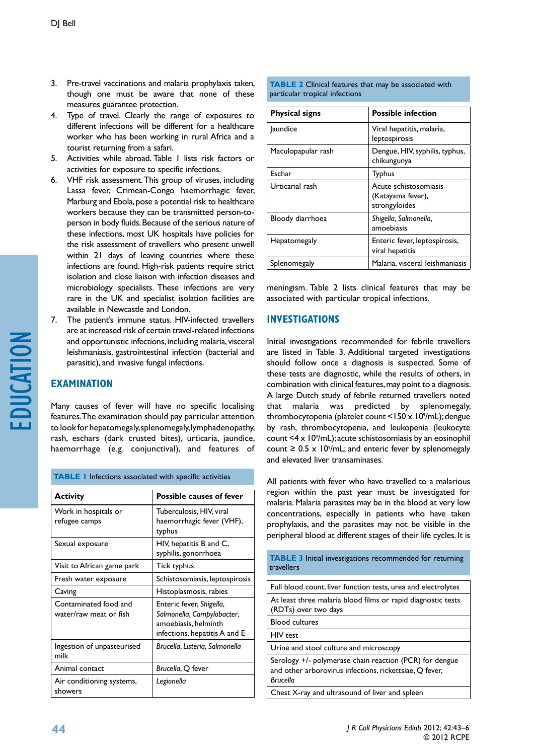3. Pre-travel vaccinations and malaria prophylaxis taken, though one must be aware that none of these measures guarantee protection.
4. Type of travel. Clearly the range of exposures to different infections will be different for a healthcare worker who has been working in rural Africa and a tourist returning from a safari.
5. Activities while abroad. Table 1 lists risk factors or activities for exposure to specific infections.
6. VHF risk assessment. This group of viruses, including Lassa fever, Crimean-Congo haemorrhagic fever, Marburg and Ebola, pose a potential risk to healthcare workers because they can be transmitted person-to-person in body fluids. Because of the serious nature of these infections, most UK hospitals have policies for the risk assessment of travellers who present unwell within 21 days of leaving countries where these infections are found. High-risk patients require strict isolation and close liaison with infection diseases and microbiology specialists. These infections are very rare in the UK and specialist isolation facilities are available in Newcastle and London.
7. The patient's immune status. HIV-infected travellers are at increased risk of certain travel-related infections and opportunistic infections, including malaria, visceral leishmaniasis, gastrointestinal infection (bacterial and parasitic), and invasive fungal infections.

## EXAMINATION

Many causes of fever will have no specific localising features. The examination should pay particular attention to look for hepatomegaly, splenomegaly, lymphadenopathy, rash, eschars (dark crusted bites), urticaria, jaundice, haemorrhage (e.g. conjunctival), and features of meningism. Table 2 lists clinical features that may be associated with particular tropical infections.

**TABLE 1** Infections associated with specific activities

| Activity | Possible causes of fever |
|---|---|
| Work in hospitals or refugee camps | Tuberculosis, HIV, viral haemorrhagic fever (VHF), typhus |
| Sexual exposure | HIV, hepatitis B and C, syphilis, gonorrhoea |
| Visit to African game park | Tick typhus |
| Fresh water exposure | Schistosomiasis, leptospirosis |
| Caving | Histoplasmosis, rabies |
| Contaminated food and water/raw meat or fish | Enteric fever, *Shigella*, *Salmonella*, *Campylobacter*, amoebiasis, helminth infections, hepatitis A and E |
| Ingestion of unpasteurised milk | *Brucella*, *Listeria*, *Salmonella* |
| Animal contact | *Brucella*, Q fever |
| Air conditioning systems, showers | *Legionella* |

**TABLE 2** Clinical features that may be associated with particular tropical infections

| Physical signs | Possible infection |
|---|---|
| Jaundice | Viral hepatitis, malaria, leptospirosis |
| Maculopapular rash | Dengue, HIV, syphilis, typhus, chikungunya |
| Eschar | Typhus |
| Urticarial rash | Acute schistosomiasis (Katayama fever), strongyloides |
| Bloody diarrhoea | *Shigella*, *Salmonella*, amoebiasis |
| Hepatomegaly | Enteric fever, leptospirosis, viral hepatitis |
| Splenomegaly | Malaria, visceral leishmaniasis |

## INVESTIGATIONS

Initial investigations recommended for febrile travellers are listed in Table 3. Additional targeted investigations should follow once a diagnosis is suspected. Some of these tests are diagnostic, while the results of others, in combination with clinical features, may point to a diagnosis. A large Dutch study of febrile returned travellers noted that malaria was predicted by splenomegaly, thrombocytopenia (platelet count <150 x $10^9$/mL); dengue by rash, thrombocytopenia, and leukopenia (leukocyte count <4 x $10^9$/mL); acute schistosomiasis by an eosinophil count ≥ 0.5 x $10^9$/mL; and enteric fever by splenomegaly and elevated liver transaminases.

All patients with fever who have travelled to a malarious region within the past year must be investigated for malaria. Malaria parasites may be in the blood at very low concentrations, especially in patients who have taken prophylaxis, and the parasites may not be visible in the peripheral blood at different stages of their life cycles. It is

**TABLE 3** Initial investigations recommended for returning travellers

| |
|---|
| Full blood count, liver function tests, urea and electrolytes |
| At least three malaria blood films or rapid diagnostic tests (RDTs) over two days |
| Blood cultures |
| HIV test |
| Urine and stool culture and microscopy |
| Serology +/- polymerase chain reaction (PCR) for dengue and other arborovirus infections, rickettsiae, Q fever, *Brucella* |
| Chest X-ray and ultrasound of liver and spleen |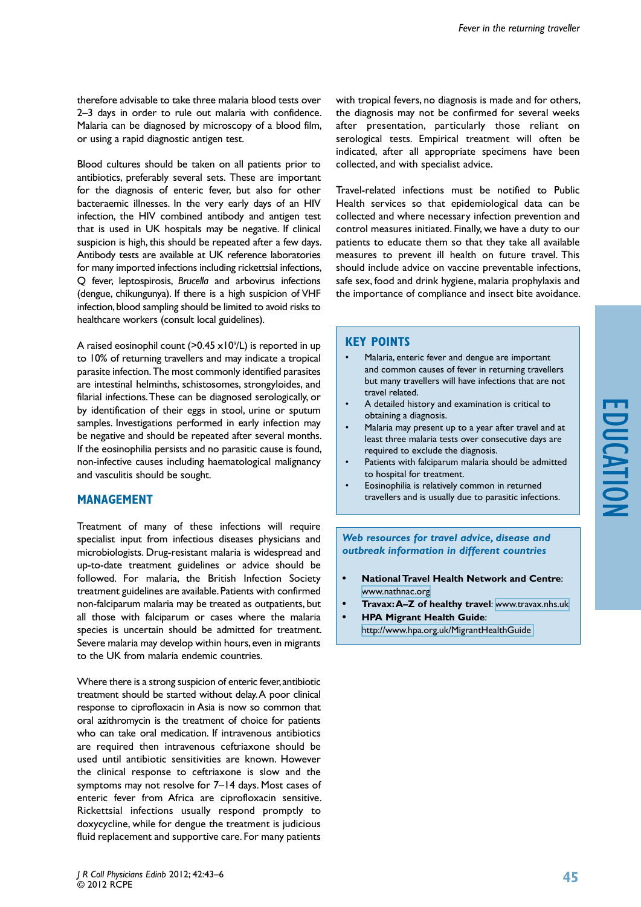therefore advisable to take three malaria blood tests over 2–3 days in order to rule out malaria with confidence. Malaria can be diagnosed by microscopy of a blood film, or using a rapid diagnostic antigen test.

Blood cultures should be taken on all patients prior to antibiotics, preferably several sets. These are important for the diagnosis of enteric fever, but also for other bacteraemic illnesses. In the very early days of an HIV infection, the HIV combined antibody and antigen test that is used in UK hospitals may be negative. If clinical suspicion is high, this should be repeated after a few days. Antibody tests are available at UK reference laboratories for many imported infections including rickettsial infections, Q fever, leptospirosis, *Brucella* and arbovirus infections (dengue, chikungunya). If there is a high suspicion of VHF infection, blood sampling should be limited to avoid risks to healthcare workers (consult local guidelines).

A raised eosinophil count (>0.45 x$10^9$/L) is reported in up to 10% of returning travellers and may indicate a tropical parasite infection. The most commonly identified parasites are intestinal helminths, schistosomes, strongyloides, and filarial infections. These can be diagnosed serologically, or by identification of their eggs in stool, urine or sputum samples. Investigations performed in early infection may be negative and should be repeated after several months. If the eosinophilia persists and no parasitic cause is found, non-infective causes including haematological malignancy and vasculitis should be sought.

## MANAGEMENT

Treatment of many of these infections will require specialist input from infectious diseases physicians and microbiologists. Drug-resistant malaria is widespread and up-to-date treatment guidelines or advice should be followed. For malaria, the British Infection Society treatment guidelines are available. Patients with confirmed non-falciparum malaria may be treated as outpatients, but all those with falciparum or cases where the malaria species is uncertain should be admitted for treatment. Severe malaria may develop within hours, even in migrants to the UK from malaria endemic countries.

Where there is a strong suspicion of enteric fever, antibiotic treatment should be started without delay. A poor clinical response to ciprofloxacin in Asia is now so common that oral azithromycin is the treatment of choice for patients who can take oral medication. If intravenous antibiotics are required then intravenous ceftriaxone should be used until antibiotic sensitivities are known. However the clinical response to ceftriaxone is slow and the symptoms may not resolve for 7–14 days. Most cases of enteric fever from Africa are ciprofloxacin sensitive. Rickettsial infections usually respond promptly to doxycycline, while for dengue the treatment is judicious fluid replacement and supportive care. For many patients with tropical fevers, no diagnosis is made and for others, the diagnosis may not be confirmed for several weeks after presentation, particularly those reliant on serological tests. Empirical treatment will often be indicated, after all appropriate specimens have been collected, and with specialist advice.

Travel-related infections must be notified to Public Health services so that epidemiological data can be collected and where necessary infection prevention and control measures initiated. Finally, we have a duty to our patients to educate them so that they take all available measures to prevent ill health on future travel. This should include advice on vaccine preventable infections, safe sex, food and drink hygiene, malaria prophylaxis and the importance of compliance and insect bite avoidance.

## KEY POINTS

- Malaria, enteric fever and dengue are important and common causes of fever in returning travellers but many travellers will have infections that are not travel related.
- A detailed history and examination is critical to obtaining a diagnosis.
- Malaria may present up to a year after travel and at least three malaria tests over consecutive days are required to exclude the diagnosis.
- Patients with falciparum malaria should be admitted to hospital for treatment.
- Eosinophilia is relatively common in returned travellers and is usually due to parasitic infections.

### *Web resources for travel advice, disease and outbreak information in different countries*

- **National Travel Health Network and Centre**: www.nathnac.org
- **Travax: A–Z of healthy travel**: www.travax.nhs.uk
- **HPA Migrant Health Guide**: http://www.hpa.org.uk/MigrantHealthGuide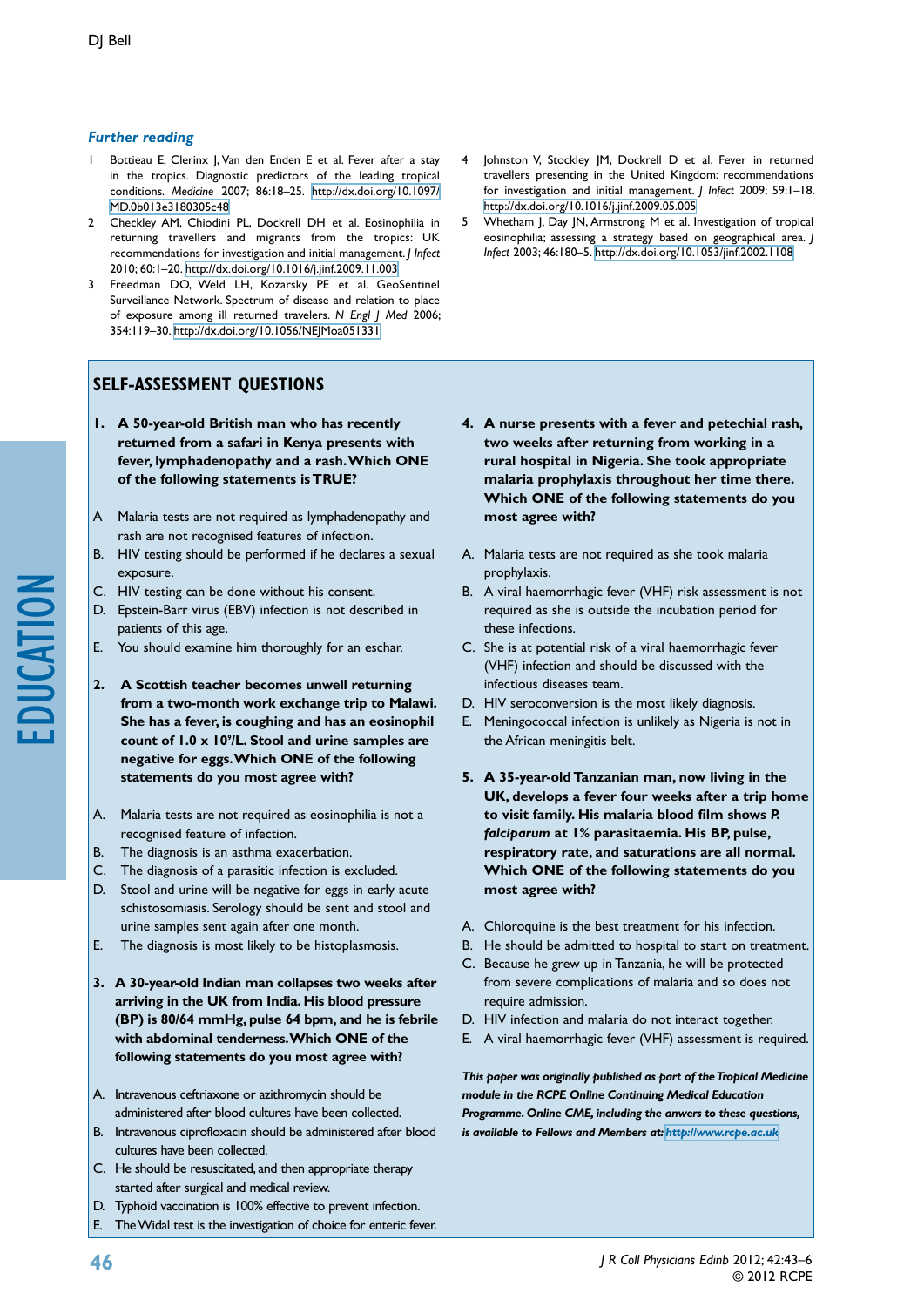### Further reading

1. Bottieau E, Clerinx J, Van den Enden E et al. Fever after a stay in the tropics. Diagnostic predictors of the leading tropical conditions. *Medicine* 2007; 86:18–25. http://dx.doi.org/10.1097/MD.0b013e3180305c48
2. Checkley AM, Chiodini PL, Dockrell DH et al. Eosinophilia in returning travellers and migrants from the tropics: UK recommendations for investigation and initial management. *J Infect* 2010; 60:1–20. http://dx.doi.org/10.1016/j.jinf.2009.11.003
3. Freedman DO, Weld LH, Kozarsky PE et al. GeoSentinel Surveillance Network. Spectrum of disease and relation to place of exposure among ill returned travelers. *N Engl J Med* 2006; 354:119–30. http://dx.doi.org/10.1056/NEJMoa051331
4. Johnston V, Stockley JM, Dockrell D et al. Fever in returned travellers presenting in the United Kingdom: recommendations for investigation and initial management. *J Infect* 2009; 59:1–18. http://dx.doi.org/10.1016/j.jinf.2009.05.005
5. Whetham J, Day JN, Armstrong M et al. Investigation of tropical eosinophilia; assessing a strategy based on geographical area. *J Infect* 2003; 46:180–5. http://dx.doi.org/10.1053/jinf.2002.1108

## SELF-ASSESSMENT QUESTIONS

**1. A 50-year-old British man who has recently returned from a safari in Kenya presents with fever, lymphadenopathy and a rash. Which ONE of the following statements is TRUE?**

A. Malaria tests are not required as lymphadenopathy and rash are not recognised features of infection.
B. HIV testing should be performed if he declares a sexual exposure.
C. HIV testing can be done without his consent.
D. Epstein-Barr virus (EBV) infection is not described in patients of this age.
E. You should examine him thoroughly for an eschar.

**2. A Scottish teacher becomes unwell returning from a two-month work exchange trip to Malawi. She has a fever, is coughing and has an eosinophil count of 1.0 x $10^9$/L. Stool and urine samples are negative for eggs. Which ONE of the following statements do you most agree with?**

A. Malaria tests are not required as eosinophilia is not a recognised feature of infection.
B. The diagnosis is an asthma exacerbation.
C. The diagnosis of a parasitic infection is excluded.
D. Stool and urine will be negative for eggs in early acute schistosomiasis. Serology should be sent and stool and urine samples sent again after one month.
E. The diagnosis is most likely to be histoplasmosis.

**3. A 30-year-old Indian man collapses two weeks after arriving in the UK from India. His blood pressure (BP) is 80/64 mmHg, pulse 64 bpm, and he is febrile with abdominal tenderness. Which ONE of the following statements do you most agree with?**

A. Intravenous ceftriaxone or azithromycin should be administered after blood cultures have been collected.
B. Intravenous ciprofloxacin should be administered after blood cultures have been collected.
C. He should be resuscitated, and then appropriate therapy started after surgical and medical review.
D. Typhoid vaccination is 100% effective to prevent infection.
E. The Widal test is the investigation of choice for enteric fever.

**4. A nurse presents with a fever and petechial rash, two weeks after returning from working in a rural hospital in Nigeria. She took appropriate malaria prophylaxis throughout her time there. Which ONE of the following statements do you most agree with?**

A. Malaria tests are not required as she took malaria prophylaxis.
B. A viral haemorrhagic fever (VHF) risk assessment is not required as she is outside the incubation period for these infections.
C. She is at potential risk of a viral haemorrhagic fever (VHF) infection and should be discussed with the infectious diseases team.
D. HIV seroconversion is the most likely diagnosis.
E. Meningococcal infection is unlikely as Nigeria is not in the African meningitis belt.

**5. A 35-year-old Tanzanian man, now living in the UK, develops a fever four weeks after a trip home to visit family. His malaria blood film shows *P. falciparum* at 1% parasitaemia. His BP, pulse, respiratory rate, and saturations are all normal. Which ONE of the following statements do you most agree with?**

A. Chloroquine is the best treatment for his infection.
B. He should be admitted to hospital to start on treatment.
C. Because he grew up in Tanzania, he will be protected from severe complications of malaria and so does not require admission.
D. HIV infection and malaria do not interact together.
E. A viral haemorrhagic fever (VHF) assessment is required.

***This paper was originally published as part of the Tropical Medicine module in the RCPE Online Continuing Medical Education Programme. Online CME, including the anwers to these questions, is available to Fellows and Members at: http://www.rcpe.ac.uk***